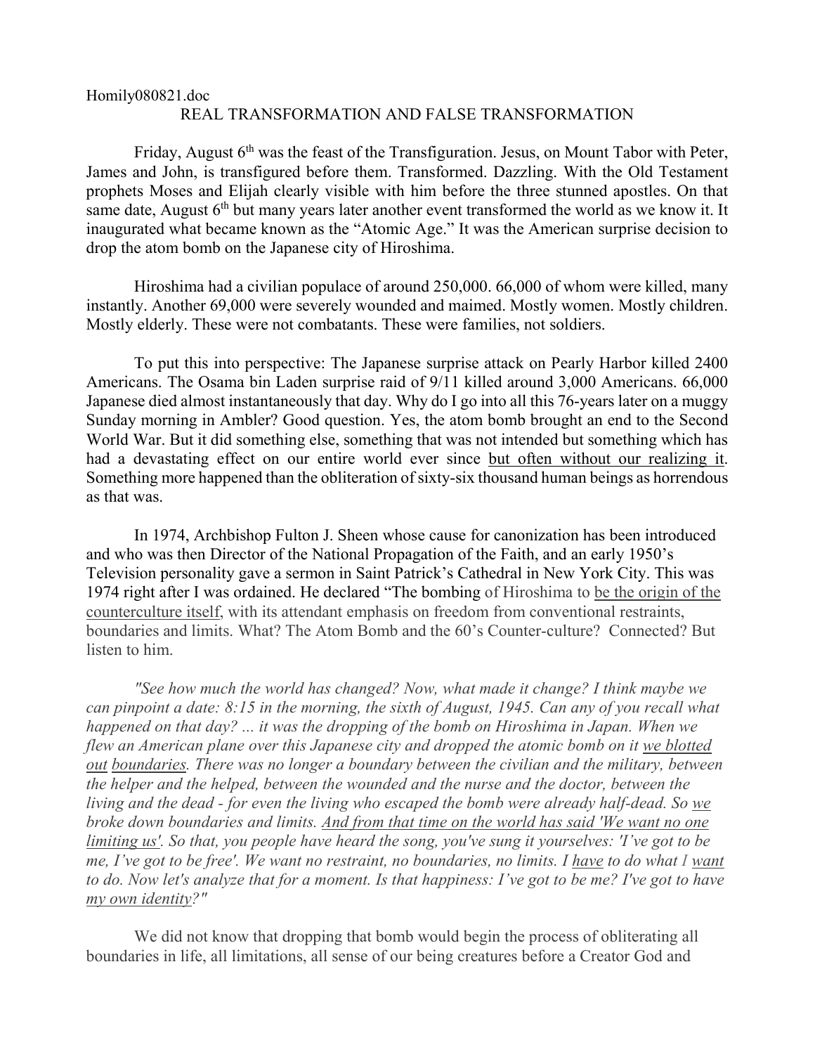Homily080821.doc

# REAL TRANSFORMATION AND FALSE TRANSFORMATION

Friday, August 6th was the feast of the Transfiguration. Jesus, on Mount Tabor with Peter, James and John, is transfigured before them. Transformed. Dazzling. With the Old Testament prophets Moses and Elijah clearly visible with him before the three stunned apostles. On that same date, August 6th but many years later another event transformed the world as we know it. It inaugurated what became known as the "Atomic Age." It was the American surprise decision to drop the atom bomb on the Japanese city of Hiroshima.

Hiroshima had a civilian populace of around 250,000. 66,000 of whom were killed, many instantly. Another 69,000 were severely wounded and maimed. Mostly women. Mostly children. Mostly elderly. These were not combatants. These were families, not soldiers.

To put this into perspective: The Japanese surprise attack on Pearly Harbor killed 2400 Americans. The Osama bin Laden surprise raid of 9/11 killed around 3,000 Americans. 66,000 Japanese died almost instantaneously that day. Why do I go into all this 76-years later on a muggy Sunday morning in Ambler? Good question. Yes, the atom bomb brought an end to the Second World War. But it did something else, something that was not intended but something which has had a devastating effect on our entire world ever since <u>but often without our realizing it</u>. Something more happened than the obliteration of sixty-six thousand human beings as horrendous as that was.

In 1974, Archbishop Fulton J. Sheen whose cause for canonization has been introduced and who was then Director of the National Propagation of the Faith, and an early 1950's Television personality gave a sermon in Saint Patrick's Cathedral in New York City. This was 1974 right after I was ordained. He declared "The bombing of Hiroshima to <u>be the origin of the counterculture itself</u>, with its attendant emphasis on freedom from conventional restraints, boundaries and limits. What? The Atom Bomb and the 60's Counter-culture? Connected? But listen to him.

*"See how much the world has changed? Now, what made it change? I think maybe we can pinpoint a date: 8:15 in the morning, the sixth of August, 1945. Can any of you recall what happened on that day? ... it was the dropping of the bomb on Hiroshima in Japan. When we flew an American plane over this Japanese city and dropped the atomic bomb on it <u>we blotted out</u> <u>boundaries</u>. There was no longer a boundary between the civilian and the military, between the helper and the helped, between the wounded and the nurse and the doctor, between the living and the dead - for even the living who escaped the bomb were already half-dead. So <u>we</u> broke down boundaries and limits. <u>And from that time on the world has said 'We want no one limiting us'</u>. So that, you people have heard the song, you've sung it yourselves: 'I've got to be me, I've got to be free'. We want no restraint, no boundaries, no limits. I <u>have</u> to do what I <u>want</u> to do. Now let's analyze that for a moment. Is that happiness: I've got to be me? I've got to have <u>my own identity</u>?"*

We did not know that dropping that bomb would begin the process of obliterating all boundaries in life, all limitations, all sense of our being creatures before a Creator God and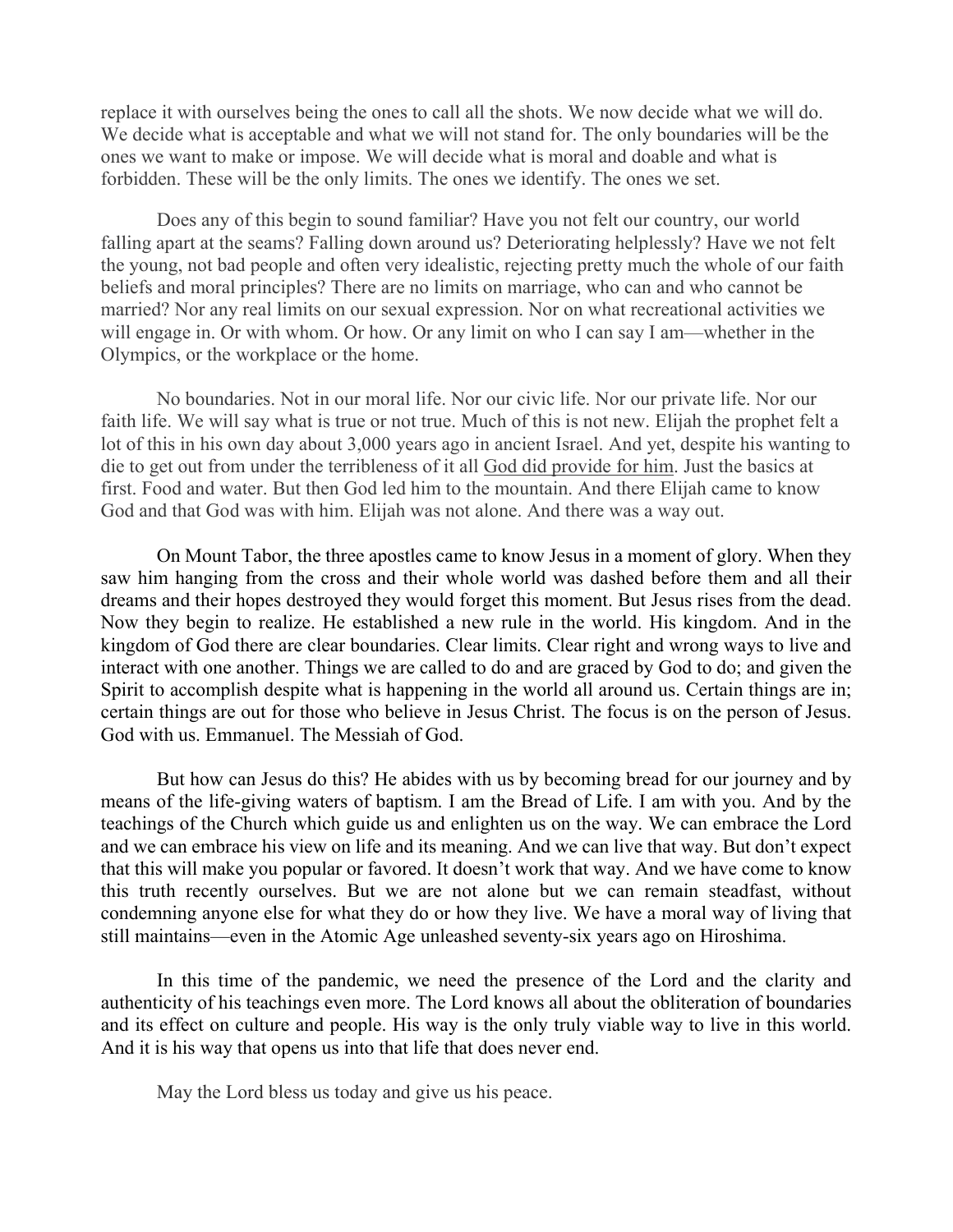replace it with ourselves being the ones to call all the shots. We now decide what we will do. We decide what is acceptable and what we will not stand for. The only boundaries will be the ones we want to make or impose. We will decide what is moral and doable and what is forbidden. These will be the only limits. The ones we identify. The ones we set.

Does any of this begin to sound familiar? Have you not felt our country, our world falling apart at the seams? Falling down around us? Deteriorating helplessly? Have we not felt the young, not bad people and often very idealistic, rejecting pretty much the whole of our faith beliefs and moral principles? There are no limits on marriage, who can and who cannot be married? Nor any real limits on our sexual expression. Nor on what recreational activities we will engage in. Or with whom. Or how. Or any limit on who I can say I am—whether in the Olympics, or the workplace or the home.

No boundaries. Not in our moral life. Nor our civic life. Nor our private life. Nor our faith life. We will say what is true or not true. Much of this is not new. Elijah the prophet felt a lot of this in his own day about 3,000 years ago in ancient Israel. And yet, despite his wanting to die to get out from under the terribleness of it all God did provide for him. Just the basics at first. Food and water. But then God led him to the mountain. And there Elijah came to know God and that God was with him. Elijah was not alone. And there was a way out.

On Mount Tabor, the three apostles came to know Jesus in a moment of glory. When they saw him hanging from the cross and their whole world was dashed before them and all their dreams and their hopes destroyed they would forget this moment. But Jesus rises from the dead. Now they begin to realize. He established a new rule in the world. His kingdom. And in the kingdom of God there are clear boundaries. Clear limits. Clear right and wrong ways to live and interact with one another. Things we are called to do and are graced by God to do; and given the Spirit to accomplish despite what is happening in the world all around us. Certain things are in; certain things are out for those who believe in Jesus Christ. The focus is on the person of Jesus. God with us. Emmanuel. The Messiah of God.

But how can Jesus do this? He abides with us by becoming bread for our journey and by means of the life-giving waters of baptism. I am the Bread of Life. I am with you. And by the teachings of the Church which guide us and enlighten us on the way. We can embrace the Lord and we can embrace his view on life and its meaning. And we can live that way. But don't expect that this will make you popular or favored. It doesn't work that way. And we have come to know this truth recently ourselves. But we are not alone but we can remain steadfast, without condemning anyone else for what they do or how they live. We have a moral way of living that still maintains—even in the Atomic Age unleashed seventy-six years ago on Hiroshima.

In this time of the pandemic, we need the presence of the Lord and the clarity and authenticity of his teachings even more. The Lord knows all about the obliteration of boundaries and its effect on culture and people. His way is the only truly viable way to live in this world. And it is his way that opens us into that life that does never end.

May the Lord bless us today and give us his peace.